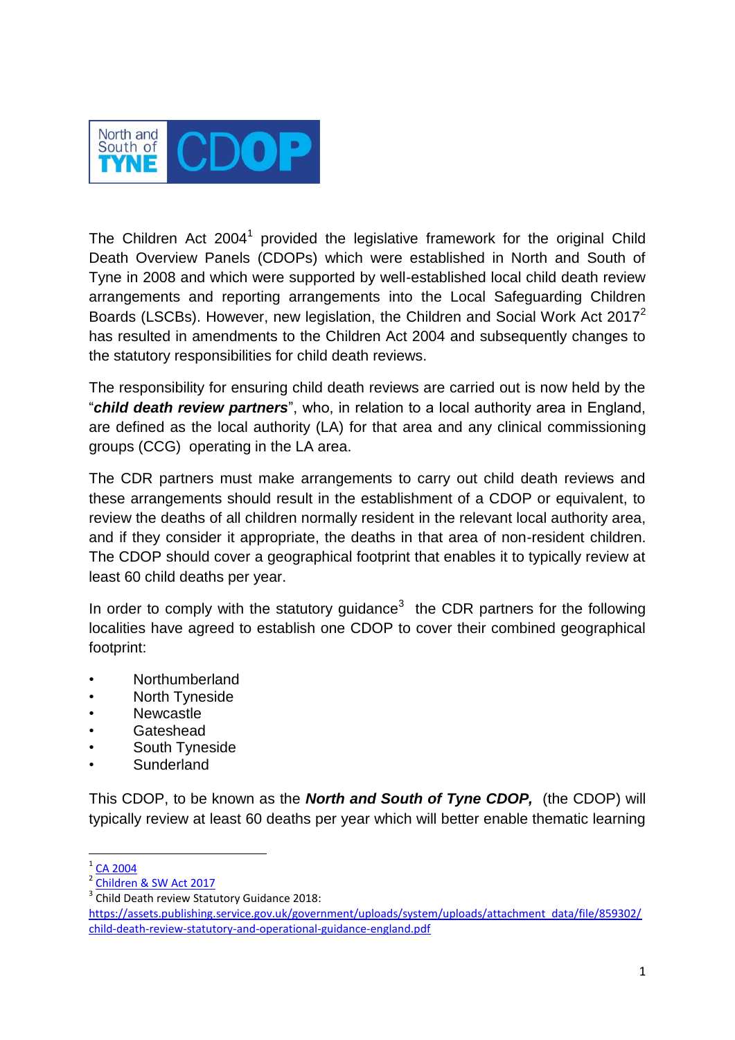North and South of TYNE CDOP

The Children Act 2004[1] provided the legislative framework for the original Child Death Overview Panels (CDOPs) which were established in North and South of Tyne in 2008 and which were supported by well-established local child death review arrangements and reporting arrangements into the Local Safeguarding Children Boards (LSCBs). However, new legislation, the Children and Social Work Act 2017[2] has resulted in amendments to the Children Act 2004 and subsequently changes to the statutory responsibilities for child death reviews.

The responsibility for ensuring child death reviews are carried out is now held by the "***child death review partners***", who, in relation to a local authority area in England, are defined as the local authority (LA) for that area and any clinical commissioning groups (CCG) operating in the LA area.

The CDR partners must make arrangements to carry out child death reviews and these arrangements should result in the establishment of a CDOP or equivalent, to review the deaths of all children normally resident in the relevant local authority area, and if they consider it appropriate, the deaths in that area of non-resident children. The CDOP should cover a geographical footprint that enables it to typically review at least 60 child deaths per year.

In order to comply with the statutory guidance[3] the CDR partners for the following localities have agreed to establish one CDOP to cover their combined geographical footprint:

- Northumberland
- North Tyneside
- Newcastle
- Gateshead
- South Tyneside
- Sunderland

This CDOP, to be known as the ***North and South of Tyne CDOP,*** (the CDOP) will typically review at least 60 deaths per year which will better enable thematic learning

---

[1] CA 2004
[2] Children & SW Act 2017
[3] Child Death review Statutory Guidance 2018: https://assets.publishing.service.gov.uk/government/uploads/system/uploads/attachment_data/file/859302/child-death-review-statutory-and-operational-guidance-england.pdf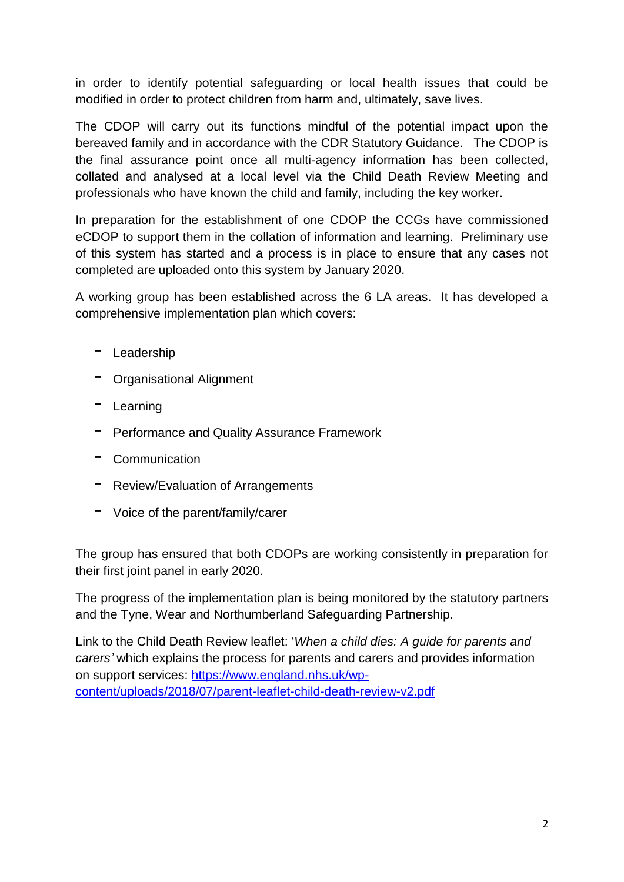in order to identify potential safeguarding or local health issues that could be modified in order to protect children from harm and, ultimately, save lives.

The CDOP will carry out its functions mindful of the potential impact upon the bereaved family and in accordance with the CDR Statutory Guidance. The CDOP is the final assurance point once all multi-agency information has been collected, collated and analysed at a local level via the Child Death Review Meeting and professionals who have known the child and family, including the key worker.

In preparation for the establishment of one CDOP the CCGs have commissioned eCDOP to support them in the collation of information and learning. Preliminary use of this system has started and a process is in place to ensure that any cases not completed are uploaded onto this system by January 2020.

A working group has been established across the 6 LA areas. It has developed a comprehensive implementation plan which covers:

- Leadership
- Organisational Alignment
- Learning
- Performance and Quality Assurance Framework
- Communication
- Review/Evaluation of Arrangements
- Voice of the parent/family/carer

The group has ensured that both CDOPs are working consistently in preparation for their first joint panel in early 2020.

The progress of the implementation plan is being monitored by the statutory partners and the Tyne, Wear and Northumberland Safeguarding Partnership.

Link to the Child Death Review leaflet: '*When a child dies: A guide for parents and carers'* which explains the process for parents and carers and provides information on support services: [https://www.england.nhs.uk/wp-content/uploads/2018/07/parent-leaflet-child-death-review-v2.pdf](https://www.england.nhs.uk/wp-content/uploads/2018/07/parent-leaflet-child-death-review-v2.pdf)